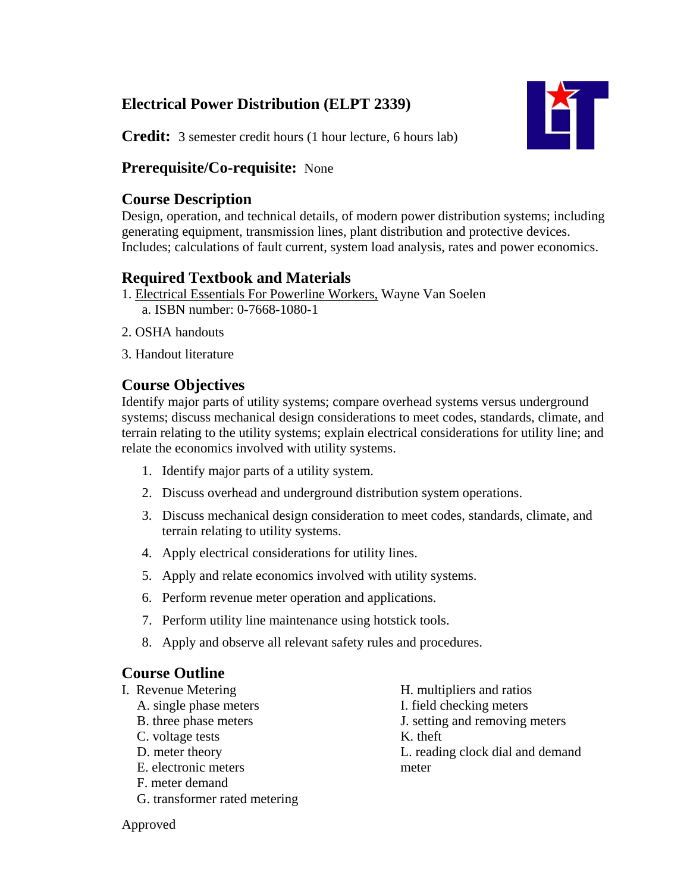# Electrical Power Distribution (ELPT 2339)

**Credit:** 3 semester credit hours (1 hour lecture, 6 hours lab)

**Prerequisite/Co-requisite:** None

## Course Description

Design, operation, and technical details, of modern power distribution systems; including generating equipment, transmission lines, plant distribution and protective devices. Includes; calculations of fault current, system load analysis, rates and power economics.

## Required Textbook and Materials

1. Electrical Essentials For Powerline Workers, Wayne Van Soelen
   a. ISBN number: 0-7668-1080-1
2. OSHA handouts
3. Handout literature

## Course Objectives

Identify major parts of utility systems; compare overhead systems versus underground systems; discuss mechanical design considerations to meet codes, standards, climate, and terrain relating to the utility systems; explain electrical considerations for utility line; and relate the economics involved with utility systems.

1. Identify major parts of a utility system.
2. Discuss overhead and underground distribution system operations.
3. Discuss mechanical design consideration to meet codes, standards, climate, and terrain relating to utility systems.
4. Apply electrical considerations for utility lines.
5. Apply and relate economics involved with utility systems.
6. Perform revenue meter operation and applications.
7. Perform utility line maintenance using hotstick tools.
8. Apply and observe all relevant safety rules and procedures.

## Course Outline

I. Revenue Metering
   A. single phase meters
   B. three phase meters
   C. voltage tests
   D. meter theory
   E. electronic meters
   F. meter demand
   G. transformer rated metering
   H. multipliers and ratios
   I. field checking meters
   J. setting and removing meters
   K. theft
   L. reading clock dial and demand meter

Approved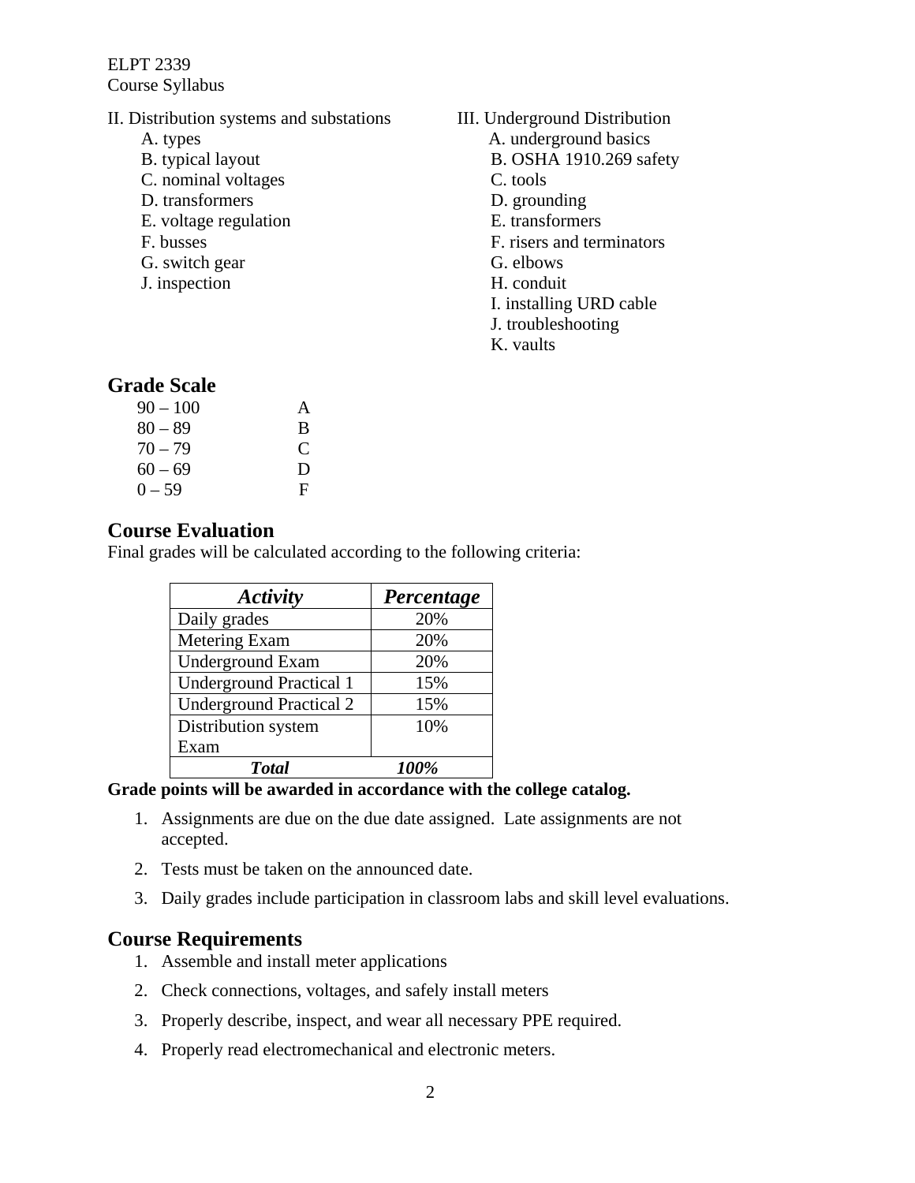II. Distribution systems and substations

- A. types
- B. typical layout
- C. nominal voltages
- D. transformers
- E. voltage regulation
- F. busses
- G. switch gear
- J. inspection

III. Underground Distribution

- A. underground basics
- B. OSHA 1910.269 safety
- C. tools
- D. grounding
- E. transformers
- F. risers and terminators
- G. elbows
- H. conduit
- I. installing URD cable
- J. troubleshooting
- K. vaults

## Grade Scale

| | |
|---|---|
| 90 – 100 | A |
| 80 – 89 | B |
| 70 – 79 | C |
| 60 – 69 | D |
| 0 – 59 | F |

## Course Evaluation

Final grades will be calculated according to the following criteria:

| ***Activity*** | ***Percentage*** |
|---|---|
| Daily grades | 20% |
| Metering Exam | 20% |
| Underground Exam | 20% |
| Underground Practical 1 | 15% |
| Underground Practical 2 | 15% |
| Distribution system Exam | 10% |
| ***Total*** | ***100%*** |

**Grade points will be awarded in accordance with the college catalog.**

1. Assignments are due on the due date assigned. Late assignments are not accepted.
2. Tests must be taken on the announced date.
3. Daily grades include participation in classroom labs and skill level evaluations.

## Course Requirements

1. Assemble and install meter applications
2. Check connections, voltages, and safely install meters
3. Properly describe, inspect, and wear all necessary PPE required.
4. Properly read electromechanical and electronic meters.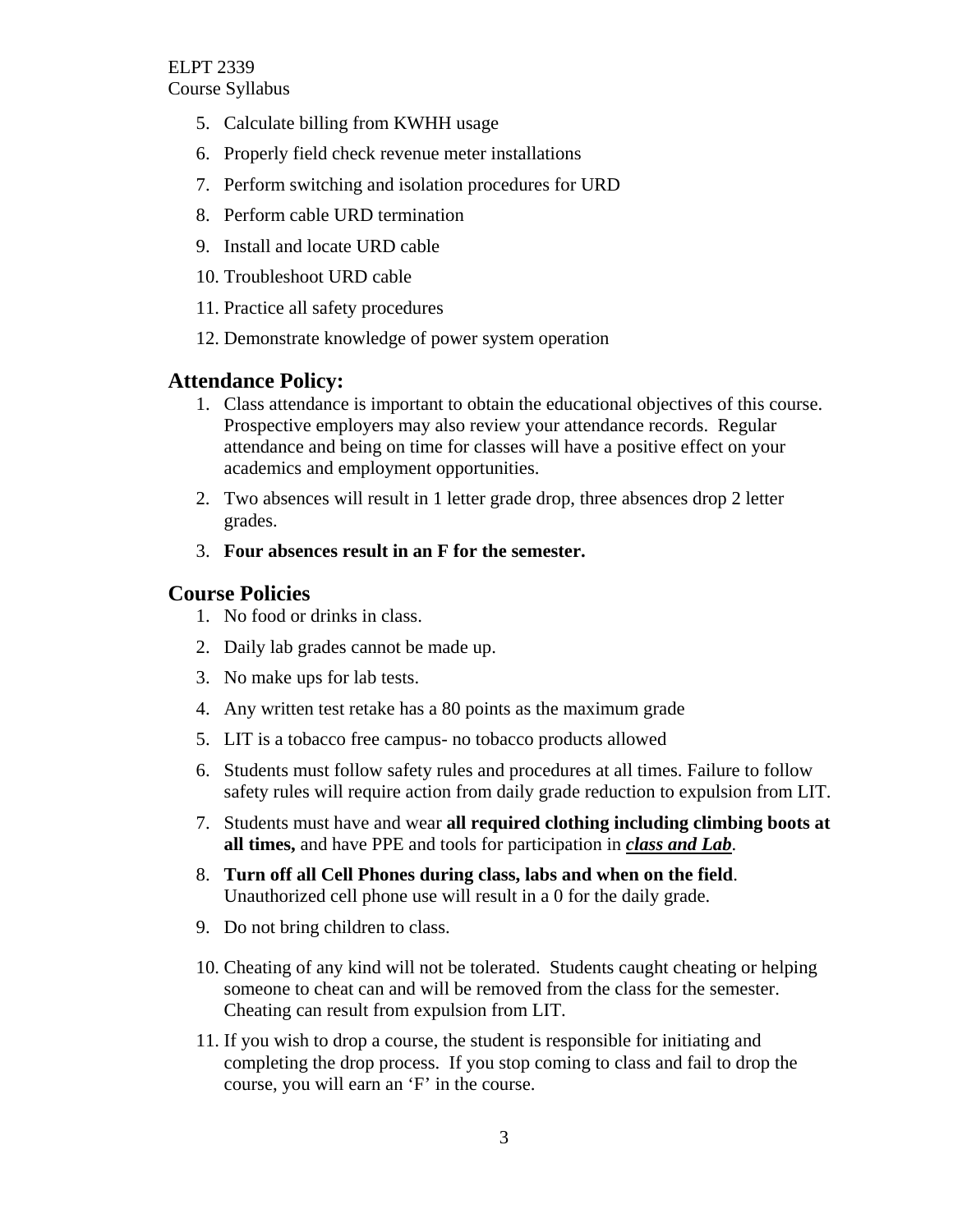5. Calculate billing from KWHH usage
6. Properly field check revenue meter installations
7. Perform switching and isolation procedures for URD
8. Perform cable URD termination
9. Install and locate URD cable
10. Troubleshoot URD cable
11. Practice all safety procedures
12. Demonstrate knowledge of power system operation

## Attendance Policy:

1. Class attendance is important to obtain the educational objectives of this course. Prospective employers may also review your attendance records. Regular attendance and being on time for classes will have a positive effect on your academics and employment opportunities.
2. Two absences will result in 1 letter grade drop, three absences drop 2 letter grades.
3. **Four absences result in an F for the semester.**

## Course Policies

1. No food or drinks in class.
2. Daily lab grades cannot be made up.
3. No make ups for lab tests.
4. Any written test retake has a 80 points as the maximum grade
5. LIT is a tobacco free campus- no tobacco products allowed
6. Students must follow safety rules and procedures at all times. Failure to follow safety rules will require action from daily grade reduction to expulsion from LIT.
7. Students must have and wear **all required clothing including climbing boots at all times,** and have PPE and tools for participation in ***<u>class and Lab</u>***.
8. **Turn off all Cell Phones during class, labs and when on the field**. Unauthorized cell phone use will result in a 0 for the daily grade.
9. Do not bring children to class.
10. Cheating of any kind will not be tolerated. Students caught cheating or helping someone to cheat can and will be removed from the class for the semester. Cheating can result from expulsion from LIT.
11. If you wish to drop a course, the student is responsible for initiating and completing the drop process. If you stop coming to class and fail to drop the course, you will earn an 'F' in the course.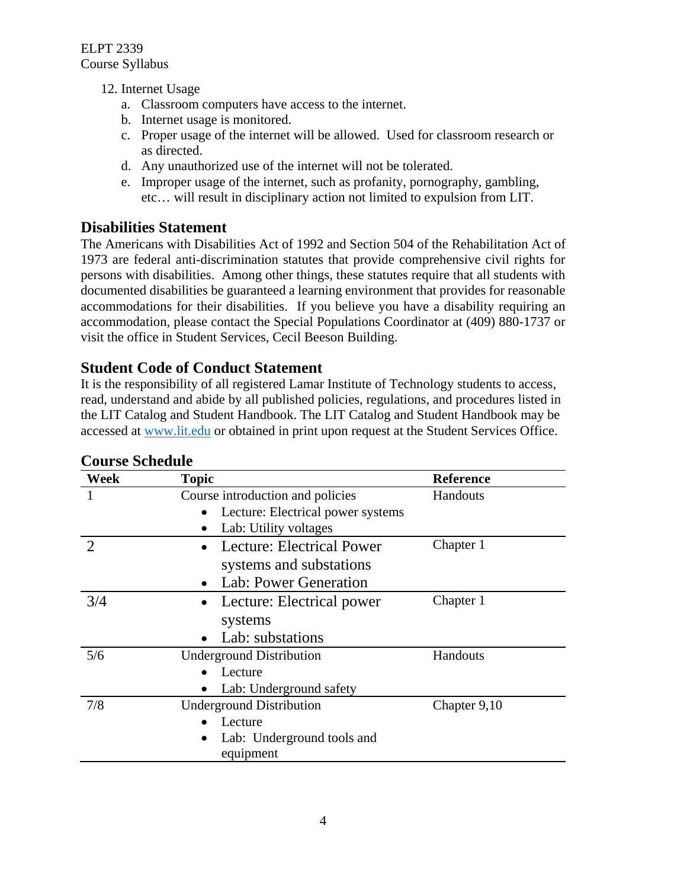12. Internet Usage
    a. Classroom computers have access to the internet.
    b. Internet usage is monitored.
    c. Proper usage of the internet will be allowed. Used for classroom research or as directed.
    d. Any unauthorized use of the internet will not be tolerated.
    e. Improper usage of the internet, such as profanity, pornography, gambling, etc… will result in disciplinary action not limited to expulsion from LIT.

## Disabilities Statement

The Americans with Disabilities Act of 1992 and Section 504 of the Rehabilitation Act of 1973 are federal anti-discrimination statutes that provide comprehensive civil rights for persons with disabilities. Among other things, these statutes require that all students with documented disabilities be guaranteed a learning environment that provides for reasonable accommodations for their disabilities. If you believe you have a disability requiring an accommodation, please contact the Special Populations Coordinator at (409) 880-1737 or visit the office in Student Services, Cecil Beeson Building.

## Student Code of Conduct Statement

It is the responsibility of all registered Lamar Institute of Technology students to access, read, understand and abide by all published policies, regulations, and procedures listed in the LIT Catalog and Student Handbook. The LIT Catalog and Student Handbook may be accessed at www.lit.edu or obtained in print upon request at the Student Services Office.

## Course Schedule

| Week | Topic | Reference |
|---|---|---|
| 1 | Course introduction and policies<br>• Lecture: Electrical power systems<br>• Lab: Utility voltages | Handouts |
| 2 | • Lecture: Electrical Power systems and substations<br>• Lab: Power Generation | Chapter 1 |
| 3/4 | • Lecture: Electrical power systems<br>• Lab: substations | Chapter 1 |
| 5/6 | Underground Distribution<br>• Lecture<br>• Lab: Underground safety | Handouts |
| 7/8 | Underground Distribution<br>• Lecture<br>• Lab: Underground tools and equipment | Chapter 9,10 |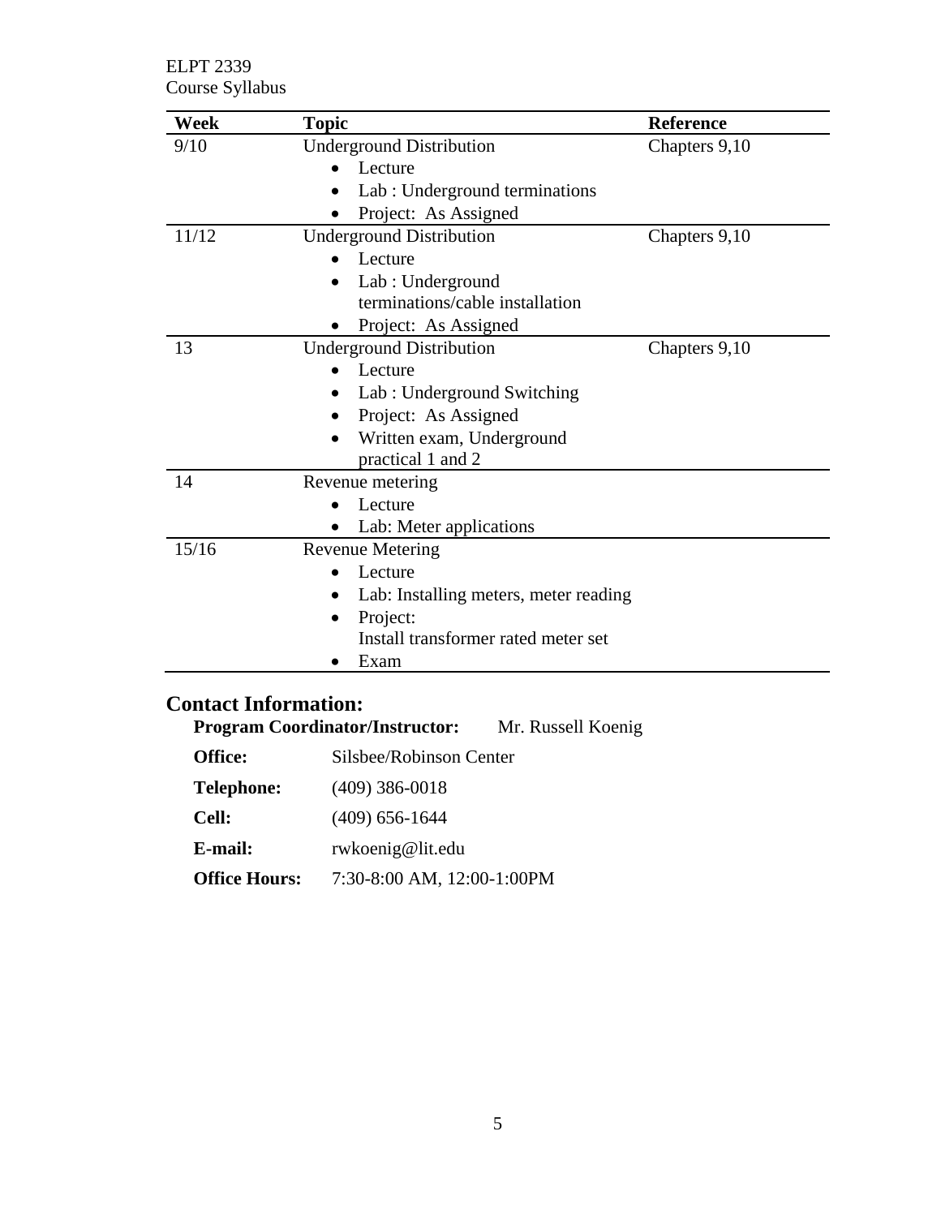| Week | Topic | Reference |
|---|---|---|
| 9/10 | Underground Distribution<br>• Lecture<br>• Lab : Underground terminations<br>• Project: As Assigned | Chapters 9,10 |
| 11/12 | Underground Distribution<br>• Lecture<br>• Lab : Underground terminations/cable installation<br>• Project: As Assigned | Chapters 9,10 |
| 13 | Underground Distribution<br>• Lecture<br>• Lab : Underground Switching<br>• Project: As Assigned<br>• Written exam, Underground practical 1 and 2 | Chapters 9,10 |
| 14 | Revenue metering<br>• Lecture<br>• Lab: Meter applications | |
| 15/16 | Revenue Metering<br>• Lecture<br>• Lab: Installing meters, meter reading<br>• Project: Install transformer rated meter set<br>• Exam | |

## Contact Information:

**Program Coordinator/Instructor:** Mr. Russell Koenig

**Office:** Silsbee/Robinson Center

**Telephone:** (409) 386-0018

**Cell:** (409) 656-1644

**E-mail:** rwkoenig@lit.edu

**Office Hours:** 7:30-8:00 AM, 12:00-1:00PM